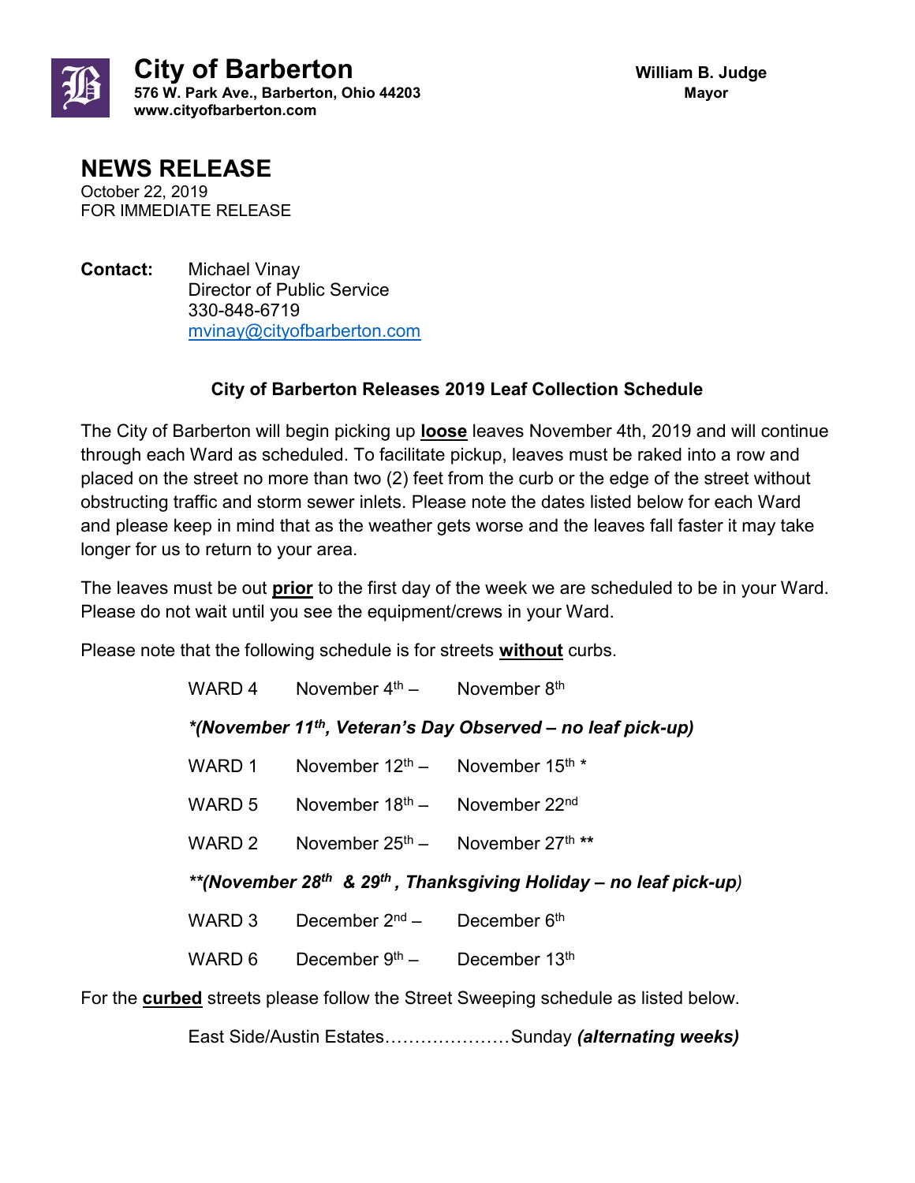# City of Barberton

**576 W. Park Ave., Barberton, Ohio 44203**
**www.cityofbarberton.com**

**William B. Judge**
**Mayor**

## NEWS RELEASE

October 22, 2019
FOR IMMEDIATE RELEASE

**Contact:** Michael Vinay
Director of Public Service
330-848-6719
mvinay@cityofbarberton.com

### City of Barberton Releases 2019 Leaf Collection Schedule

The City of Barberton will begin picking up **loose** leaves November 4th, 2019 and will continue through each Ward as scheduled. To facilitate pickup, leaves must be raked into a row and placed on the street no more than two (2) feet from the curb or the edge of the street without obstructing traffic and storm sewer inlets. Please note the dates listed below for each Ward and please keep in mind that as the weather gets worse and the leaves fall faster it may take longer for us to return to your area.

The leaves must be out **prior** to the first day of the week we are scheduled to be in your Ward. Please do not wait until you see the equipment/crews in your Ward.

Please note that the following schedule is for streets **without** curbs.

WARD 4 November 4th – November 8th

***(November 11th, Veteran's Day Observed – no leaf pick-up)***

WARD 1 November 12th – November 15th *

WARD 5 November 18th – November 22nd

WARD 2 November 25th – November 27th **

***\*(November 28th & 29th, Thanksgiving Holiday – no leaf pick-up)***

WARD 3 December 2nd – December 6th

WARD 6 December 9th – December 13th

For the **curbed** streets please follow the Street Sweeping schedule as listed below.

East Side/Austin Estates…………………Sunday ***(alternating weeks)***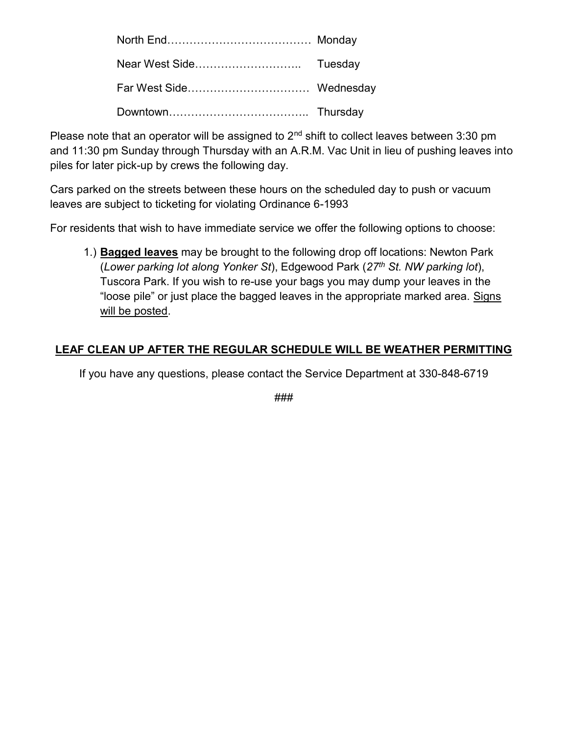North End………………………………… Monday

Near West Side……………………….. Tuesday

Far West Side…………………………… Wednesday

Downtown……………………………….. Thursday

Please note that an operator will be assigned to 2nd shift to collect leaves between 3:30 pm and 11:30 pm Sunday through Thursday with an A.R.M. Vac Unit in lieu of pushing leaves into piles for later pick-up by crews the following day.

Cars parked on the streets between these hours on the scheduled day to push or vacuum leaves are subject to ticketing for violating Ordinance 6-1993

For residents that wish to have immediate service we offer the following options to choose:

1.) **Bagged leaves** may be brought to the following drop off locations: Newton Park (*Lower parking lot along Yonker St*), Edgewood Park (*27th St. NW parking lot*), Tuscora Park. If you wish to re-use your bags you may dump your leaves in the "loose pile" or just place the bagged leaves in the appropriate marked area. Signs will be posted.

**LEAF CLEAN UP AFTER THE REGULAR SCHEDULE WILL BE WEATHER PERMITTING**

If you have any questions, please contact the Service Department at 330-848-6719

###